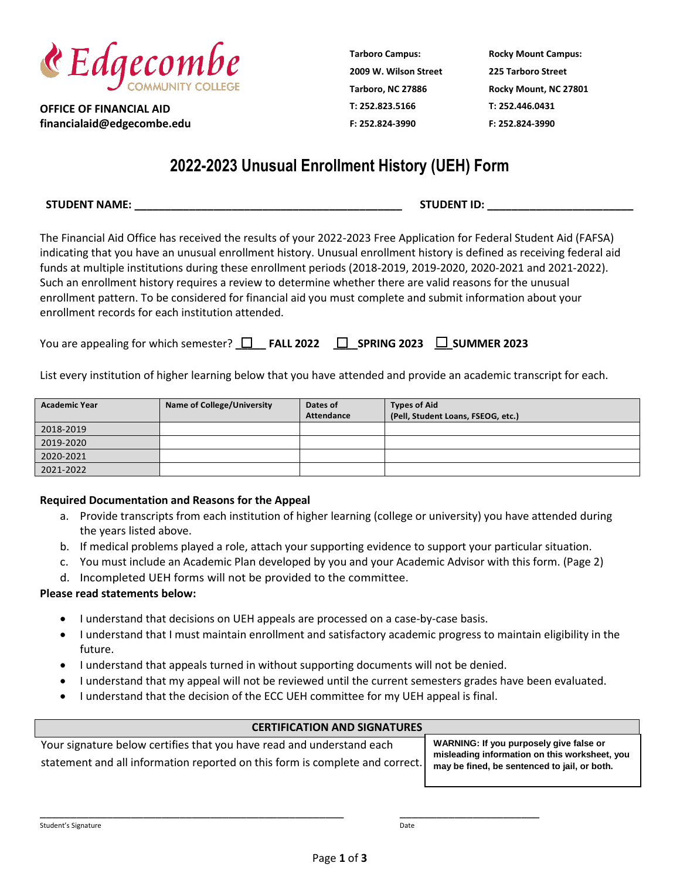Edgecombe COMMUNITY COLLEGE

**OFFICE OF FINANCIAL AID**
**financialaid@edgecombe.edu**

**Tarboro Campus:**
**2009 W. Wilson Street**
**Tarboro, NC 27886**
**T: 252.823.5166**
**F: 252.824-3990**

**Rocky Mount Campus:**
**225 Tarboro Street**
**Rocky Mount, NC 27801**
**T: 252.446.0431**
**F: 252.824-3990**

# 2022-2023 Unusual Enrollment History (UEH) Form

**STUDENT NAME: ____________________________________________** **STUDENT ID: ________________________**

The Financial Aid Office has received the results of your 2022-2023 Free Application for Federal Student Aid (FAFSA) indicating that you have an unusual enrollment history. Unusual enrollment history is defined as receiving federal aid funds at multiple institutions during these enrollment periods (2018-2019, 2019-2020, 2020-2021 and 2021-2022). Such an enrollment history requires a review to determine whether there are valid reasons for the unusual enrollment pattern. To be considered for financial aid you must complete and submit information about your enrollment records for each institution attended.

You are appealing for which semester? ☐ **FALL 2022** ☐ **SPRING 2023** ☐ **SUMMER 2023**

List every institution of higher learning below that you have attended and provide an academic transcript for each.

| Academic Year | Name of College/University | Dates of Attendance | Types of Aid (Pell, Student Loans, FSEOG, etc.) |
|---|---|---|---|
| 2018-2019 | | | |
| 2019-2020 | | | |
| 2020-2021 | | | |
| 2021-2022 | | | |

**Required Documentation and Reasons for the Appeal**

a. Provide transcripts from each institution of higher learning (college or university) you have attended during the years listed above.
b. If medical problems played a role, attach your supporting evidence to support your particular situation.
c. You must include an Academic Plan developed by you and your Academic Advisor with this form. (Page 2)
d. Incompleted UEH forms will not be provided to the committee.

**Please read statements below:**

- I understand that decisions on UEH appeals are processed on a case-by-case basis.
- I understand that I must maintain enrollment and satisfactory academic progress to maintain eligibility in the future.
- I understand that appeals turned in without supporting documents will not be denied.
- I understand that my appeal will not be reviewed until the current semesters grades have been evaluated.
- I understand that the decision of the ECC UEH committee for my UEH appeal is final.

| CERTIFICATION AND SIGNATURES | |
|---|---|
| Your signature below certifies that you have read and understand each statement and all information reported on this form is complete and correct. | **WARNING: If you purposely give false or misleading information on this worksheet, you may be fined, be sentenced to jail, or both.** |

_______________________________________________________ Student's Signature

_________________________ Date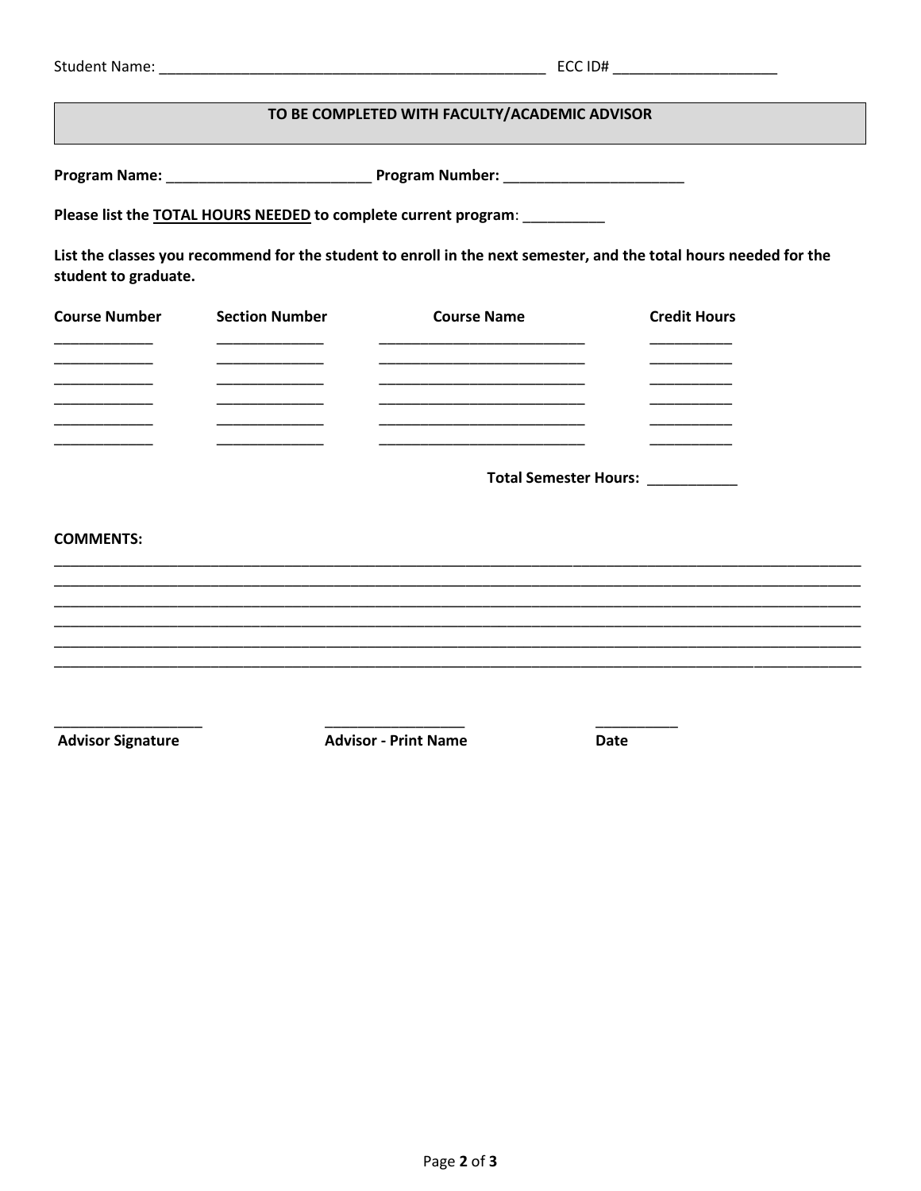Student Name: ________________________________________________ ECC ID# ____________________

## TO BE COMPLETED WITH FACULTY/ACADEMIC ADVISOR

**Program Name:** _________________________ **Program Number:** ______________________

**Please list the <u>TOTAL HOURS NEEDED</u> to complete current program**: __________

**List the classes you recommend for the student to enroll in the next semester, and the total hours needed for the student to graduate.**

| Course Number | Section Number | Course Name | Credit Hours |
|---|---|---|---|
| ____________ | _____________ | _________________________ | __________ |
| ____________ | _____________ | _________________________ | __________ |
| ____________ | _____________ | _________________________ | __________ |
| ____________ | _____________ | _________________________ | __________ |
| ____________ | _____________ | _________________________ | __________ |
| ____________ | _____________ | _________________________ | __________ |

**Total Semester Hours:** ___________

**COMMENTS:**

____________________________________________________________________________________________________
____________________________________________________________________________________________________
____________________________________________________________________________________________________
____________________________________________________________________________________________________
____________________________________________________________________________________________________
____________________________________________________________________________________________________

__________________ __________________ __________

**Advisor Signature** **Advisor - Print Name** **Date**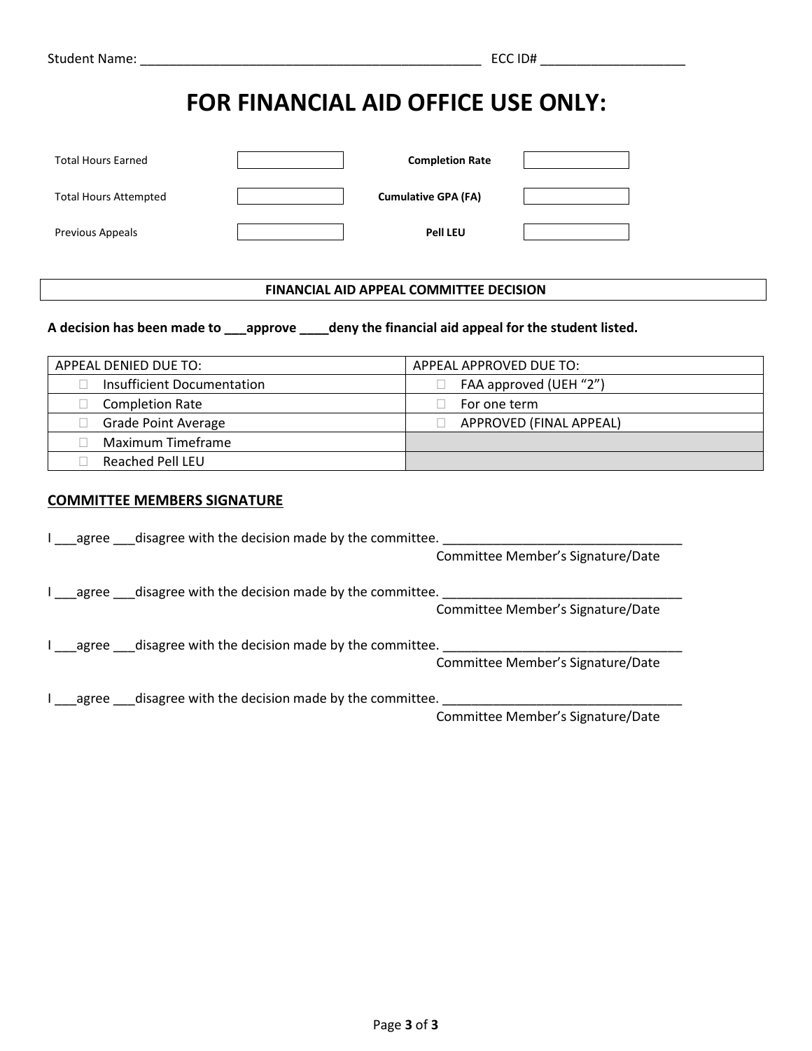Student Name: _______________________________________________ ECC ID# ___________________

# FOR FINANCIAL AID OFFICE USE ONLY:

| | | | |
|---|---|---|---|
| Total Hours Earned | | **Completion Rate** | |
| Total Hours Attempted | | **Cumulative GPA (FA)** | |
| Previous Appeals | | **Pell LEU** | |

**FINANCIAL AID APPEAL COMMITTEE DECISION**

**A decision has been made to ___approve ____deny the financial aid appeal for the student listed.**

| APPEAL DENIED DUE TO: | APPEAL APPROVED DUE TO: |
|---|---|
| ☐ Insufficient Documentation | ☐ FAA approved (UEH "2") |
| ☐ Completion Rate | ☐ For one term |
| ☐ Grade Point Average | ☐ APPROVED (FINAL APPEAL) |
| ☐ Maximum Timeframe | |
| ☐ Reached Pell LEU | |

**COMMITTEE MEMBERS SIGNATURE**

I ___agree ___disagree with the decision made by the committee. _________________________________
Committee Member's Signature/Date

I ___agree ___disagree with the decision made by the committee. _________________________________
Committee Member's Signature/Date

I ___agree ___disagree with the decision made by the committee. _________________________________
Committee Member's Signature/Date

I ___agree ___disagree with the decision made by the committee. _________________________________
Committee Member's Signature/Date